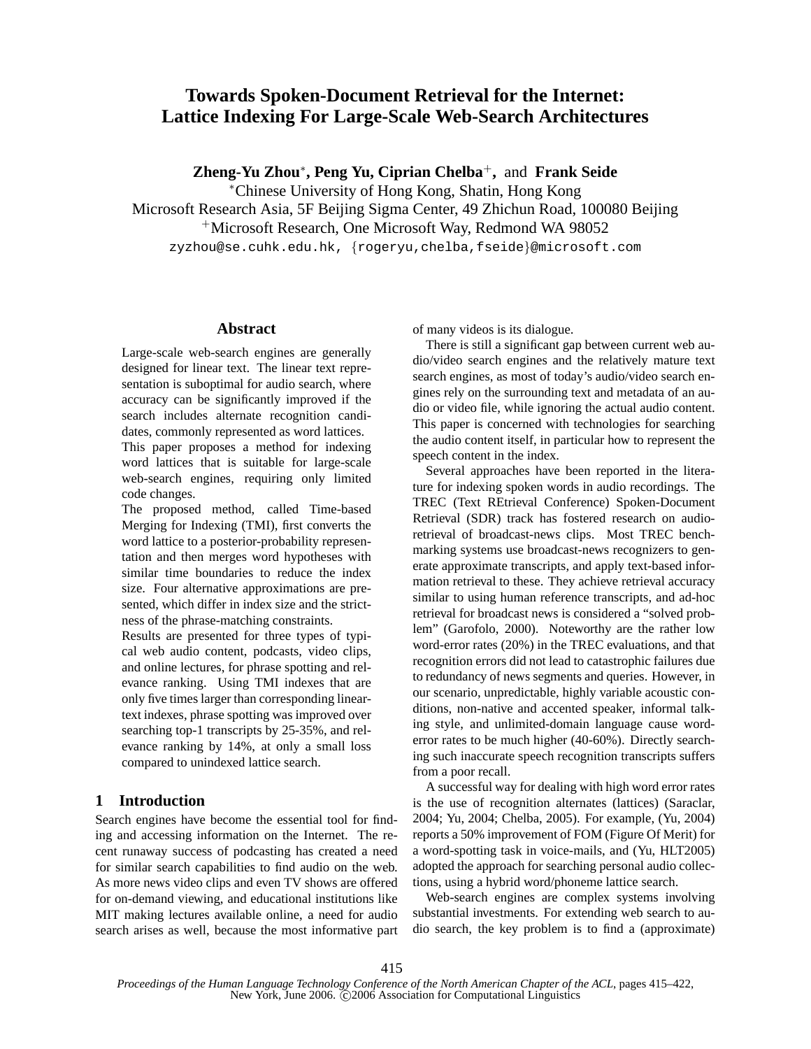# Towards Spoken-Document Retrieval for the Internet: Lattice Indexing For Large-Scale Web-Search Architectures

**Zheng-Yu Zhou**[*]**, Peng Yu, Ciprian Chelba**[+]**,** and **Frank Seide**

[*]Chinese University of Hong Kong, Shatin, Hong Kong

Microsoft Research Asia, 5F Beijing Sigma Center, 49 Zhichun Road, 100080 Beijing

[+]Microsoft Research, One Microsoft Way, Redmond WA 98052

zyzhou@se.cuhk.edu.hk, {rogeryu,chelba,fseide}@microsoft.com

## Abstract

Large-scale web-search engines are generally designed for linear text. The linear text representation is suboptimal for audio search, where accuracy can be significantly improved if the search includes alternate recognition candidates, commonly represented as word lattices.

This paper proposes a method for indexing word lattices that is suitable for large-scale web-search engines, requiring only limited code changes.

The proposed method, called Time-based Merging for Indexing (TMI), first converts the word lattice to a posterior-probability representation and then merges word hypotheses with similar time boundaries to reduce the index size. Four alternative approximations are presented, which differ in index size and the strictness of the phrase-matching constraints.

Results are presented for three types of typical web audio content, podcasts, video clips, and online lectures, for phrase spotting and relevance ranking. Using TMI indexes that are only five times larger than corresponding linear-text indexes, phrase spotting was improved over searching top-1 transcripts by 25-35%, and relevance ranking by 14%, at only a small loss compared to unindexed lattice search.

## 1 Introduction

Search engines have become the essential tool for finding and accessing information on the Internet. The recent runaway success of podcasting has created a need for similar search capabilities to find audio on the web. As more news video clips and even TV shows are offered for on-demand viewing, and educational institutions like MIT making lectures available online, a need for audio search arises as well, because the most informative part of many videos is its dialogue.

There is still a significant gap between current web audio/video search engines and the relatively mature text search engines, as most of today's audio/video search engines rely on the surrounding text and metadata of an audio or video file, while ignoring the actual audio content. This paper is concerned with technologies for searching the audio content itself, in particular how to represent the speech content in the index.

Several approaches have been reported in the literature for indexing spoken words in audio recordings. The TREC (Text REtrieval Conference) Spoken-Document Retrieval (SDR) track has fostered research on audio-retrieval of broadcast-news clips. Most TREC benchmarking systems use broadcast-news recognizers to generate approximate transcripts, and apply text-based information retrieval to these. They achieve retrieval accuracy similar to using human reference transcripts, and ad-hoc retrieval for broadcast news is considered a "solved problem" (Garofolo, 2000). Noteworthy are the rather low word-error rates (20%) in the TREC evaluations, and that recognition errors did not lead to catastrophic failures due to redundancy of news segments and queries. However, in our scenario, unpredictable, highly variable acoustic conditions, non-native and accented speaker, informal talking style, and unlimited-domain language cause word-error rates to be much higher (40-60%). Directly searching such inaccurate speech recognition transcripts suffers from a poor recall.

A successful way for dealing with high word error rates is the use of recognition alternates (lattices) (Saraclar, 2004; Yu, 2004; Chelba, 2005). For example, (Yu, 2004) reports a 50% improvement of FOM (Figure Of Merit) for a word-spotting task in voice-mails, and (Yu, HLT2005) adopted the approach for searching personal audio collections, using a hybrid word/phoneme lattice search.

Web-search engines are complex systems involving substantial investments. For extending web search to audio search, the key problem is to find a (approximate)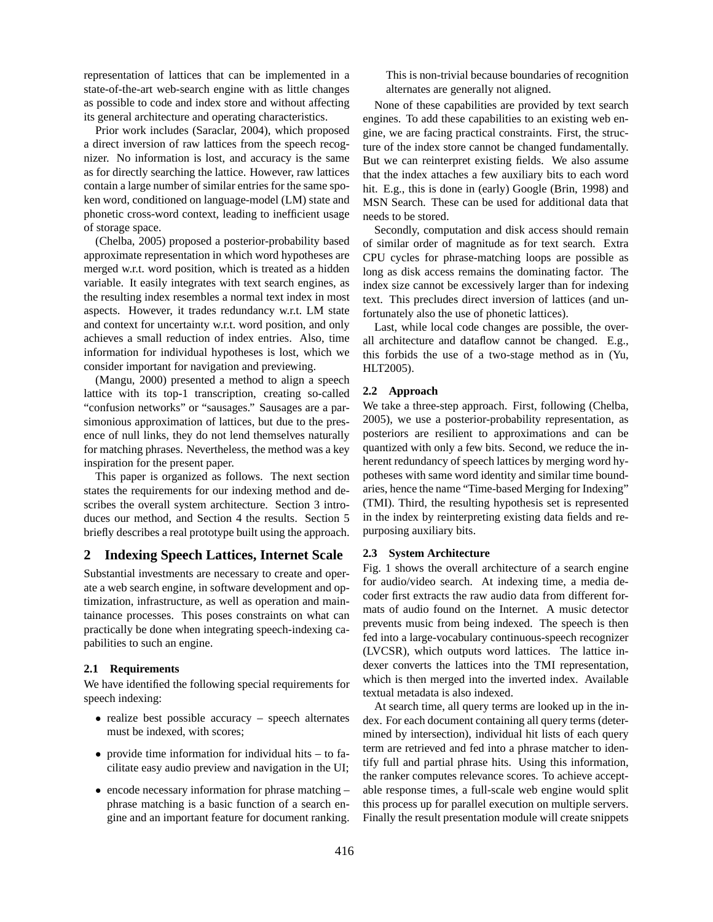representation of lattices that can be implemented in a state-of-the-art web-search engine with as little changes as possible to code and index store and without affecting its general architecture and operating characteristics.

Prior work includes (Saraclar, 2004), which proposed a direct inversion of raw lattices from the speech recognizer. No information is lost, and accuracy is the same as for directly searching the lattice. However, raw lattices contain a large number of similar entries for the same spoken word, conditioned on language-model (LM) state and phonetic cross-word context, leading to inefficient usage of storage space.

(Chelba, 2005) proposed a posterior-probability based approximate representation in which word hypotheses are merged w.r.t. word position, which is treated as a hidden variable. It easily integrates with text search engines, as the resulting index resembles a normal text index in most aspects. However, it trades redundancy w.r.t. LM state and context for uncertainty w.r.t. word position, and only achieves a small reduction of index entries. Also, time information for individual hypotheses is lost, which we consider important for navigation and previewing.

(Mangu, 2000) presented a method to align a speech lattice with its top-1 transcription, creating so-called "confusion networks" or "sausages." Sausages are a parsimonious approximation of lattices, but due to the presence of null links, they do not lend themselves naturally for matching phrases. Nevertheless, the method was a key inspiration for the present paper.

This paper is organized as follows. The next section states the requirements for our indexing method and describes the overall system architecture. Section 3 introduces our method, and Section 4 the results. Section 5 briefly describes a real prototype built using the approach.

## 2 Indexing Speech Lattices, Internet Scale

Substantial investments are necessary to create and operate a web search engine, in software development and optimization, infrastructure, as well as operation and maintainance processes. This poses constraints on what can practically be done when integrating speech-indexing capabilities to such an engine.

### 2.1 Requirements

We have identified the following special requirements for speech indexing:

- realize best possible accuracy – speech alternates must be indexed, with scores;
- provide time information for individual hits – to facilitate easy audio preview and navigation in the UI;
- encode necessary information for phrase matching – phrase matching is a basic function of a search engine and an important feature for document ranking. This is non-trivial because boundaries of recognition alternates are generally not aligned.

None of these capabilities are provided by text search engines. To add these capabilities to an existing web engine, we are facing practical constraints. First, the structure of the index store cannot be changed fundamentally. But we can reinterpret existing fields. We also assume that the index attaches a few auxiliary bits to each word hit. E.g., this is done in (early) Google (Brin, 1998) and MSN Search. These can be used for additional data that needs to be stored.

Secondly, computation and disk access should remain of similar order of magnitude as for text search. Extra CPU cycles for phrase-matching loops are possible as long as disk access remains the dominating factor. The index size cannot be excessively larger than for indexing text. This precludes direct inversion of lattices (and unfortunately also the use of phonetic lattices).

Last, while local code changes are possible, the overall architecture and dataflow cannot be changed. E.g., this forbids the use of a two-stage method as in (Yu, HLT2005).

### 2.2 Approach

We take a three-step approach. First, following (Chelba, 2005), we use a posterior-probability representation, as posteriors are resilient to approximations and can be quantized with only a few bits. Second, we reduce the inherent redundancy of speech lattices by merging word hypotheses with same word identity and similar time boundaries, hence the name "Time-based Merging for Indexing" (TMI). Third, the resulting hypothesis set is represented in the index by reinterpreting existing data fields and repurposing auxiliary bits.

### 2.3 System Architecture

Fig. 1 shows the overall architecture of a search engine for audio/video search. At indexing time, a media decoder first extracts the raw audio data from different formats of audio found on the Internet. A music detector prevents music from being indexed. The speech is then fed into a large-vocabulary continuous-speech recognizer (LVCSR), which outputs word lattices. The lattice indexer converts the lattices into the TMI representation, which is then merged into the inverted index. Available textual metadata is also indexed.

At search time, all query terms are looked up in the index. For each document containing all query terms (determined by intersection), individual hit lists of each query term are retrieved and fed into a phrase matcher to identify full and partial phrase hits. Using this information, the ranker computes relevance scores. To achieve acceptable response times, a full-scale web engine would split this process up for parallel execution on multiple servers. Finally the result presentation module will create snippets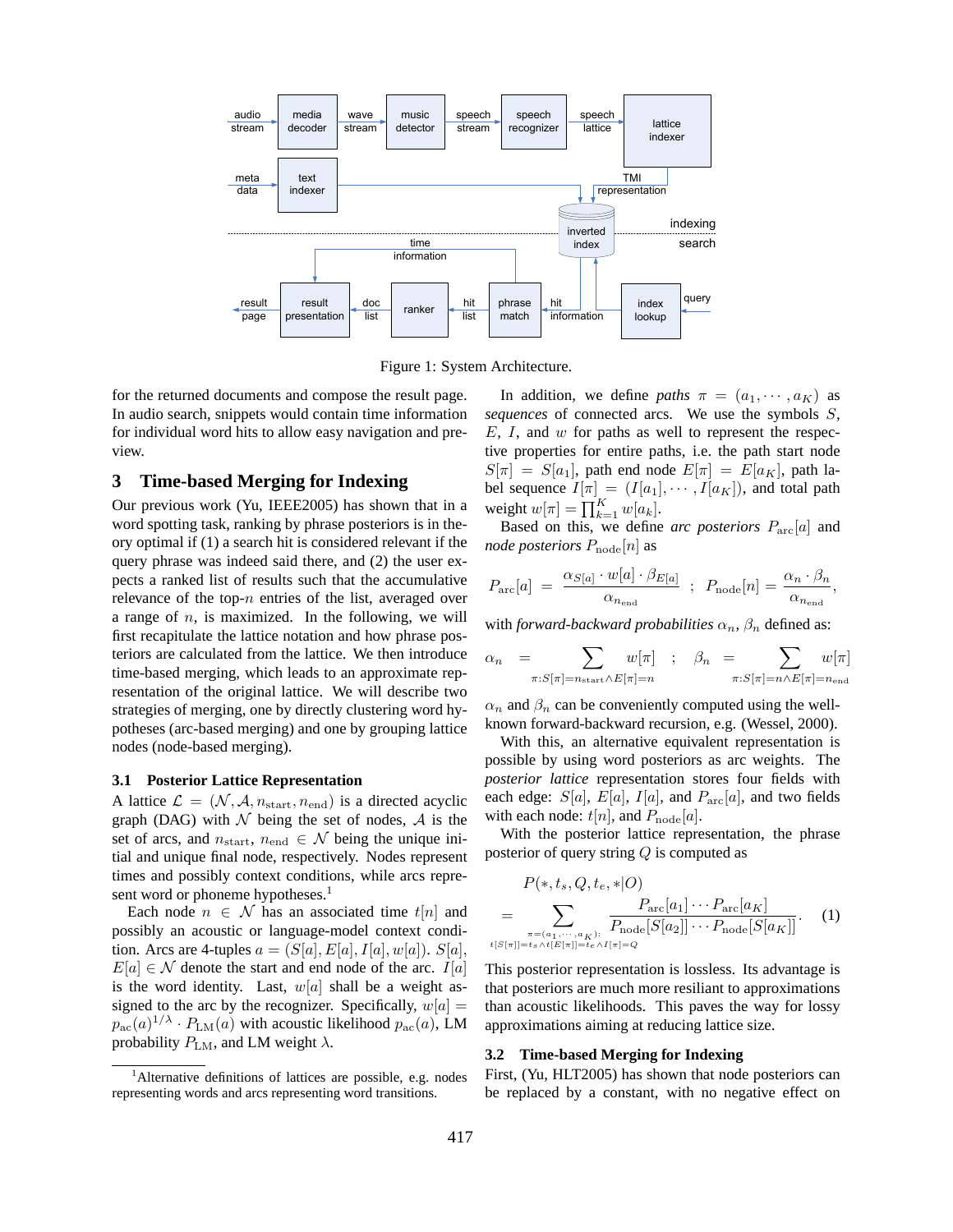Figure 1: System Architecture.

for the returned documents and compose the result page. In audio search, snippets would contain time information for individual word hits to allow easy navigation and preview.

## 3 Time-based Merging for Indexing

Our previous work (Yu, IEEE2005) has shown that in a word spotting task, ranking by phrase posteriors is in theory optimal if (1) a search hit is considered relevant if the query phrase was indeed said there, and (2) the user expects a ranked list of results such that the accumulative relevance of the top-$n$ entries of the list, averaged over a range of $n$, is maximized. In the following, we will first recapitulate the lattice notation and how phrase posteriors are calculated from the lattice. We then introduce time-based merging, which leads to an approximate representation of the original lattice. We will describe two strategies of merging, one by directly clustering word hypotheses (arc-based merging) and one by grouping lattice nodes (node-based merging).

### 3.1 Posterior Lattice Representation

A lattice $\mathcal{L} = (\mathcal{N}, \mathcal{A}, n_{\text{start}}, n_{\text{end}})$ is a directed acyclic graph (DAG) with $\mathcal{N}$ being the set of nodes, $\mathcal{A}$ is the set of arcs, and $n_{\text{start}}, n_{\text{end}} \in \mathcal{N}$ being the unique initial and unique final node, respectively. Nodes represent times and possibly context conditions, while arcs represent word or phoneme hypotheses.[1]

Each node $n \in \mathcal{N}$ has an associated time $t[n]$ and possibly an acoustic or language-model context condition. Arcs are 4-tuples $a = (S[a], E[a], I[a], w[a])$. $S[a]$, $E[a] \in \mathcal{N}$ denote the start and end node of the arc. $I[a]$ is the word identity. Last, $w[a]$ shall be a weight assigned to the arc by the recognizer. Specifically, $w[a] = p_{\text{ac}}(a)^{1/\lambda} \cdot P_{\text{LM}}(a)$ with acoustic likelihood $p_{\text{ac}}(a)$, LM probability $P_{\text{LM}}$, and LM weight $\lambda$.

[1] Alternative definitions of lattices are possible, e.g. nodes representing words and arcs representing word transitions.

In addition, we define *paths* $\pi = (a_1, \cdots, a_K)$ as *sequences* of connected arcs. We use the symbols $S$, $E$, $I$, and $w$ for paths as well to represent the respective properties for entire paths, i.e. the path start node $S[\pi] = S[a_1]$, path end node $E[\pi] = E[a_K]$, path label sequence $I[\pi] = (I[a_1], \cdots, I[a_K])$, and total path weight $w[\pi] = \prod_{k=1}^{K} w[a_k]$.

Based on this, we define *arc posteriors* $P_{\text{arc}}[a]$ and *node posteriors* $P_{\text{node}}[n]$ as

$$P_{\text{arc}}[a] = \frac{\alpha_{S[a]} \cdot w[a] \cdot \beta_{E[a]}}{\alpha_{n_{\text{end}}}} \;\; ; \;\; P_{\text{node}}[n] = \frac{\alpha_n \cdot \beta_n}{\alpha_{n_{\text{end}}}},$$

with *forward-backward probabilities* $\alpha_n$, $\beta_n$ defined as:

$$\alpha_n = \sum_{\pi: S[\pi]=n_{\text{start}} \wedge E[\pi]=n} w[\pi] \quad ; \quad \beta_n = \sum_{\pi: S[\pi]=n \wedge E[\pi]=n_{\text{end}}} w[\pi]$$

$\alpha_n$ and $\beta_n$ can be conveniently computed using the well-known forward-backward recursion, e.g. (Wessel, 2000).

With this, an alternative equivalent representation is possible by using word posteriors as arc weights. The *posterior lattice* representation stores four fields with each edge: $S[a]$, $E[a]$, $I[a]$, and $P_{\text{arc}}[a]$, and two fields with each node: $t[n]$, and $P_{\text{node}}[a]$.

With the posterior lattice representation, the phrase posterior of query string $Q$ is computed as

$$P(*, t_s, Q, t_e, *|O) = \sum_{\substack{\pi=(a_1,\cdots,a_K): \\ t[S[\pi]]=t_s \wedge t[E[\pi]]=t_e \wedge I[\pi]=Q}} \frac{P_{\text{arc}}[a_1] \cdots P_{\text{arc}}[a_K]}{P_{\text{node}}[S[a_2]] \cdots P_{\text{node}}[S[a_K]]}. \quad (1)$$

This posterior representation is lossless. Its advantage is that posteriors are much more resiliant to approximations than acoustic likelihoods. This paves the way for lossy approximations aiming at reducing lattice size.

### 3.2 Time-based Merging for Indexing

First, (Yu, HLT2005) has shown that node posteriors can be replaced by a constant, with no negative effect on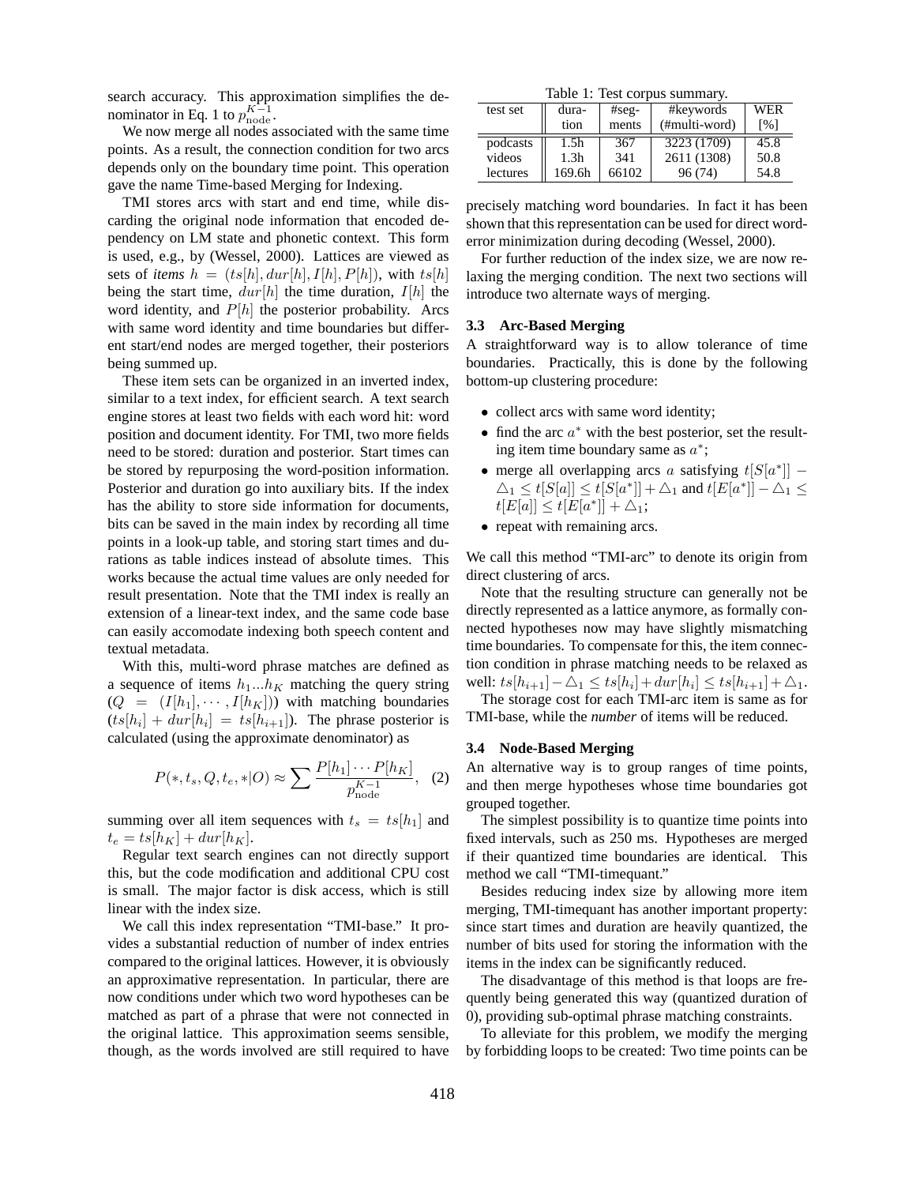search accuracy. This approximation simplifies the denominator in Eq. 1 to $p_{\text{node}}^{K-1}$.

We now merge all nodes associated with the same time points. As a result, the connection condition for two arcs depends only on the boundary time point. This operation gave the name Time-based Merging for Indexing.

TMI stores arcs with start and end time, while discarding the original node information that encoded dependency on LM state and phonetic context. This form is used, e.g., by (Wessel, 2000). Lattices are viewed as sets of *items* $h = (ts[h], dur[h], I[h], P[h])$, with $ts[h]$ being the start time, $dur[h]$ the time duration, $I[h]$ the word identity, and $P[h]$ the posterior probability. Arcs with same word identity and time boundaries but different start/end nodes are merged together, their posteriors being summed up.

These item sets can be organized in an inverted index, similar to a text index, for efficient search. A text search engine stores at least two fields with each word hit: word position and document identity. For TMI, two more fields need to be stored: duration and posterior. Start times can be stored by repurposing the word-position information. Posterior and duration go into auxiliary bits. If the index has the ability to store side information for documents, bits can be saved in the main index by recording all time points in a look-up table, and storing start times and durations as table indices instead of absolute times. This works because the actual time values are only needed for result presentation. Note that the TMI index is really an extension of a linear-text index, and the same code base can easily accomodate indexing both speech content and textual metadata.

With this, multi-word phrase matches are defined as a sequence of items $h_1 ... h_K$ matching the query string $(Q = (I[h_1], \cdots, I[h_K]))$ with matching boundaries $(ts[h_i] + dur[h_i] = ts[h_{i+1}])$. The phrase posterior is calculated (using the approximate denominator) as

$$P(*, t_s, Q, t_e, *|O) \approx \sum \frac{P[h_1] \cdots P[h_K]}{p_{\text{node}}^{K-1}}, \quad (2)$$

summing over all item sequences with $t_s = ts[h_1]$ and $t_e = ts[h_K] + dur[h_K]$.

Regular text search engines can not directly support this, but the code modification and additional CPU cost is small. The major factor is disk access, which is still linear with the index size.

We call this index representation "TMI-base." It provides a substantial reduction of number of index entries compared to the original lattices. However, it is obviously an approximative representation. In particular, there are now conditions under which two word hypotheses can be matched as part of a phrase that were not connected in the original lattice. This approximation seems sensible, though, as the words involved are still required to have precisely matching word boundaries. In fact it has been shown that this representation can be used for direct word-error minimization during decoding (Wessel, 2000).

For further reduction of the index size, we are now relaxing the merging condition. The next two sections will introduce two alternate ways of merging.

Table 1: Test corpus summary.

| test set | duration | #segments | #keywords (#multi-word) | WER [%] |
|---|---|---|---|---|
| podcasts | 1.5h | 367 | 3223 (1709) | 45.8 |
| videos | 1.3h | 341 | 2611 (1308) | 50.8 |
| lectures | 169.6h | 66102 | 96 (74) | 54.8 |

### 3.3 Arc-Based Merging

A straightforward way is to allow tolerance of time boundaries. Practically, this is done by the following bottom-up clustering procedure:

- collect arcs with same word identity;
- find the arc $a^*$ with the best posterior, set the resulting item time boundary same as $a^*$;
- merge all overlapping arcs $a$ satisfying $t[S[a^*]] - \triangle_1 \leq t[S[a]] \leq t[S[a^*]] + \triangle_1$ and $t[E[a^*]] - \triangle_1 \leq t[E[a]] \leq t[E[a^*]] + \triangle_1$;
- repeat with remaining arcs.

We call this method "TMI-arc" to denote its origin from direct clustering of arcs.

Note that the resulting structure can generally not be directly represented as a lattice anymore, as formally connected hypotheses now may have slightly mismatching time boundaries. To compensate for this, the item connection condition in phrase matching needs to be relaxed as well: $ts[h_{i+1}] - \triangle_1 \leq ts[h_i] + dur[h_i] \leq ts[h_{i+1}] + \triangle_1$.

The storage cost for each TMI-arc item is same as for TMI-base, while the *number* of items will be reduced.

### 3.4 Node-Based Merging

An alternative way is to group ranges of time points, and then merge hypotheses whose time boundaries got grouped together.

The simplest possibility is to quantize time points into fixed intervals, such as 250 ms. Hypotheses are merged if their quantized time boundaries are identical. This method we call "TMI-timequant."

Besides reducing index size by allowing more item merging, TMI-timequant has another important property: since start times and duration are heavily quantized, the number of bits used for storing the information with the items in the index can be significantly reduced.

The disadvantage of this method is that loops are frequently being generated this way (quantized duration of 0), providing sub-optimal phrase matching constraints.

To alleviate for this problem, we modify the merging by forbidding loops to be created: Two time points can be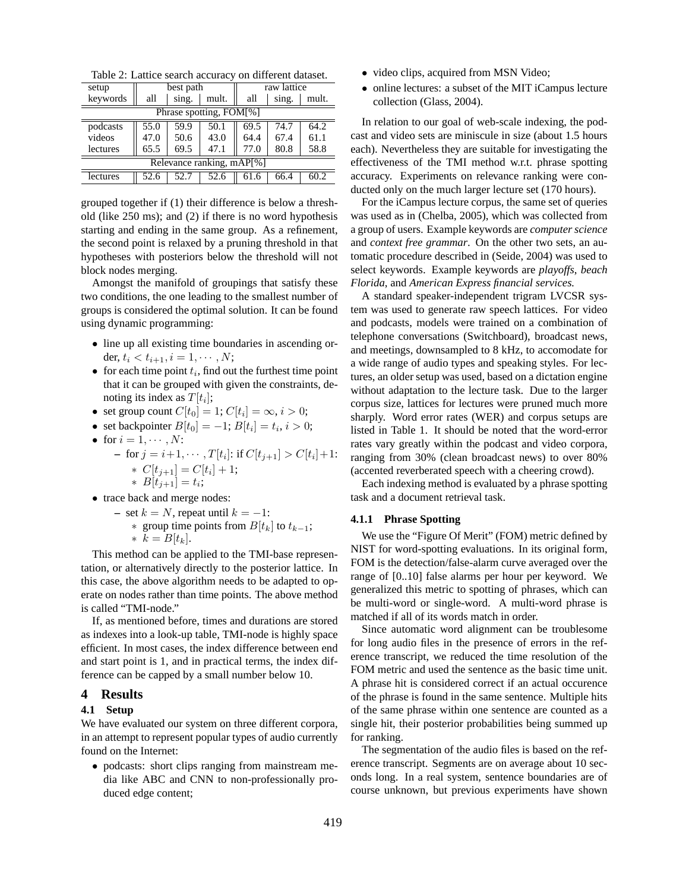Table 2: Lattice search accuracy on different dataset.

| setup | best path | | | raw lattice | | |
|---|---|---|---|---|---|---|
| keywords | all | sing. | mult. | all | sing. | mult. |
| Phrase spotting, FOM[%] | | | | | | |
| podcasts | 55.0 | 59.9 | 50.1 | 69.5 | 74.7 | 64.2 |
| videos | 47.0 | 50.6 | 43.0 | 64.4 | 67.4 | 61.1 |
| lectures | 65.5 | 69.5 | 47.1 | 77.0 | 80.8 | 58.8 |
| Relevance ranking, mAP[%] | | | | | | |
| lectures | 52.6 | 52.7 | 52.6 | 61.6 | 66.4 | 60.2 |

grouped together if (1) their difference is below a threshold (like 250 ms); and (2) if there is no word hypothesis starting and ending in the same group. As a refinement, the second point is relaxed by a pruning threshold in that hypotheses with posteriors below the threshold will not block nodes merging.

Amongst the manifold of groupings that satisfy these two conditions, the one leading to the smallest number of groups is considered the optimal solution. It can be found using dynamic programming:

- line up all existing time boundaries in ascending order, $t_i < t_{i+1}, i = 1, \cdots, N$;
- for each time point $t_i$, find out the furthest time point that it can be grouped with given the constraints, denoting its index as $T[t_i]$;
- set group count $C[t_0] = 1$; $C[t_i] = \infty, i > 0$;
- set backpointer $B[t_0] = -1$; $B[t_i] = t_i, i > 0$;
- for $i = 1, \cdots, N$:
  - for $j = i+1, \cdots, T[t_i]$: if $C[t_{j+1}] > C[t_i]+1$:
    - $C[t_{j+1}] = C[t_i] + 1$;
    - $B[t_{j+1}] = t_i$;
- trace back and merge nodes:
  - set $k = N$, repeat until $k = -1$:
    - group time points from $B[t_k]$ to $t_{k-1}$;
    - $k = B[t_k]$.

This method can be applied to the TMI-base representation, or alternatively directly to the posterior lattice. In this case, the above algorithm needs to be adapted to operate on nodes rather than time points. The above method is called "TMI-node."

If, as mentioned before, times and durations are stored as indexes into a look-up table, TMI-node is highly space efficient. In most cases, the index difference between end and start point is 1, and in practical terms, the index difference can be capped by a small number below 10.

# 4 Results

## 4.1 Setup

We have evaluated our system on three different corpora, in an attempt to represent popular types of audio currently found on the Internet:

- podcasts: short clips ranging from mainstream media like ABC and CNN to non-professionally produced edge content;
- video clips, acquired from MSN Video;
- online lectures: a subset of the MIT iCampus lecture collection (Glass, 2004).

In relation to our goal of web-scale indexing, the podcast and video sets are miniscule in size (about 1.5 hours each). Nevertheless they are suitable for investigating the effectiveness of the TMI method w.r.t. phrase spotting accuracy. Experiments on relevance ranking were conducted only on the much larger lecture set (170 hours).

For the iCampus lecture corpus, the same set of queries was used as in (Chelba, 2005), which was collected from a group of users. Example keywords are *computer science* and *context free grammar*. On the other two sets, an automatic procedure described in (Seide, 2004) was used to select keywords. Example keywords are *playoffs*, *beach Florida*, and *American Express financial services.*

A standard speaker-independent trigram LVCSR system was used to generate raw speech lattices. For video and podcasts, models were trained on a combination of telephone conversations (Switchboard), broadcast news, and meetings, downsampled to 8 kHz, to accomodate for a wide range of audio types and speaking styles. For lectures, an older setup was used, based on a dictation engine without adaptation to the lecture task. Due to the larger corpus size, lattices for lectures were pruned much more sharply. Word error rates (WER) and corpus setups are listed in Table 1. It should be noted that the word-error rates vary greatly within the podcast and video corpora, ranging from 30% (clean broadcast news) to over 80% (accented reverberated speech with a cheering crowd).

Each indexing method is evaluated by a phrase spotting task and a document retrieval task.

### 4.1.1 Phrase Spotting

We use the "Figure Of Merit" (FOM) metric defined by NIST for word-spotting evaluations. In its original form, FOM is the detection/false-alarm curve averaged over the range of [0..10] false alarms per hour per keyword. We generalized this metric to spotting of phrases, which can be multi-word or single-word. A multi-word phrase is matched if all of its words match in order.

Since automatic word alignment can be troublesome for long audio files in the presence of errors in the reference transcript, we reduced the time resolution of the FOM metric and used the sentence as the basic time unit. A phrase hit is considered correct if an actual occurence of the phrase is found in the same sentence. Multiple hits of the same phrase within one sentence are counted as a single hit, their posterior probabilities being summed up for ranking.

The segmentation of the audio files is based on the reference transcript. Segments are on average about 10 seconds long. In a real system, sentence boundaries are of course unknown, but previous experiments have shown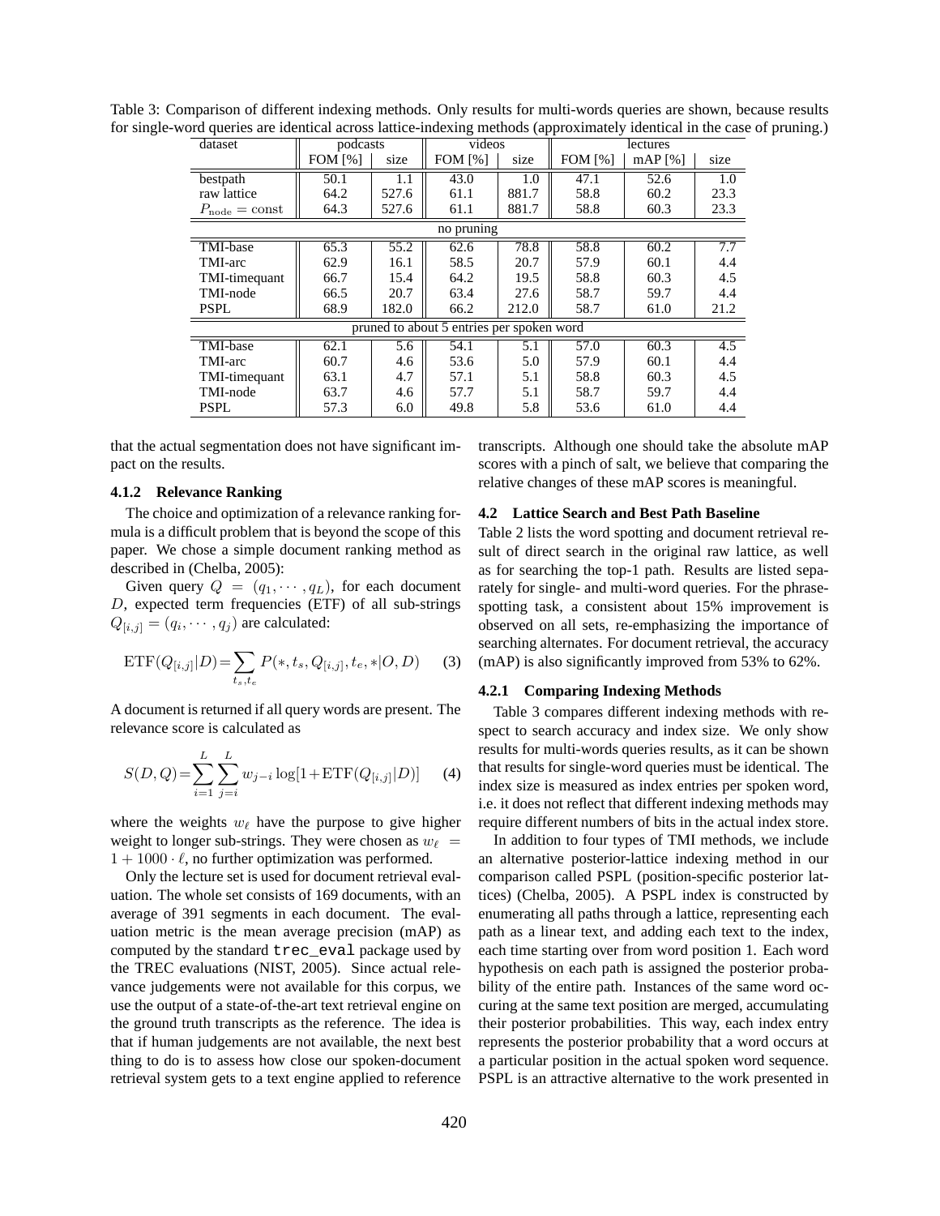Table 3: Comparison of different indexing methods. Only results for multi-words queries are shown, because results for single-word queries are identical across lattice-indexing methods (approximately identical in the case of pruning.)

| dataset | podcasts | | videos | | lectures | | |
|---|---|---|---|---|---|---|---|
| | FOM [%] | size | FOM [%] | size | FOM [%] | mAP [%] | size |
| bestpath | 50.1 | 1.1 | 43.0 | 1.0 | 47.1 | 52.6 | 1.0 |
| raw lattice | 64.2 | 527.6 | 61.1 | 881.7 | 58.8 | 60.2 | 23.3 |
| $P_{\text{node}} = \text{const}$ | 64.3 | 527.6 | 61.1 | 881.7 | 58.8 | 60.3 | 23.3 |
| no pruning | | | | | | | |
| TMI-base | 65.3 | 55.2 | 62.6 | 78.8 | 58.8 | 60.2 | 7.7 |
| TMI-arc | 62.9 | 16.1 | 58.5 | 20.7 | 57.9 | 60.1 | 4.4 |
| TMI-timequant | 66.7 | 15.4 | 64.2 | 19.5 | 58.8 | 60.3 | 4.5 |
| TMI-node | 66.5 | 20.7 | 63.4 | 27.6 | 58.7 | 59.7 | 4.4 |
| PSPL | 68.9 | 182.0 | 66.2 | 212.0 | 58.7 | 61.0 | 21.2 |
| pruned to about 5 entries per spoken word | | | | | | | |
| TMI-base | 62.1 | 5.6 | 54.1 | 5.1 | 57.0 | 60.3 | 4.5 |
| TMI-arc | 60.7 | 4.6 | 53.6 | 5.0 | 57.9 | 60.1 | 4.4 |
| TMI-timequant | 63.1 | 4.7 | 57.1 | 5.1 | 58.8 | 60.3 | 4.5 |
| TMI-node | 63.7 | 4.6 | 57.7 | 5.1 | 58.7 | 59.7 | 4.4 |
| PSPL | 57.3 | 6.0 | 49.8 | 5.8 | 53.6 | 61.0 | 4.4 |

that the actual segmentation does not have significant impact on the results.

#### 4.1.2 Relevance Ranking

The choice and optimization of a relevance ranking formula is a difficult problem that is beyond the scope of this paper. We chose a simple document ranking method as described in (Chelba, 2005):

Given query $Q = (q_1, \cdots, q_L)$, for each document $D$, expected term frequencies (ETF) of all sub-strings $Q_{[i,j]} = (q_i, \cdots, q_j)$ are calculated:

$$\text{ETF}(Q_{[i,j]}|D) = \sum_{t_s, t_e} P(*, t_s, Q_{[i,j]}, t_e, *|O, D) \qquad (3)$$

A document is returned if all query words are present. The relevance score is calculated as

$$S(D, Q) = \sum_{i=1}^{L} \sum_{j=i}^{L} w_{j-i} \log[1 + \text{ETF}(Q_{[i,j]}|D)] \qquad (4)$$

where the weights $w_\ell$ have the purpose to give higher weight to longer sub-strings. They were chosen as $w_\ell = 1 + 1000 \cdot \ell$, no further optimization was performed.

Only the lecture set is used for document retrieval evaluation. The whole set consists of 169 documents, with an average of 391 segments in each document. The evaluation metric is the mean average precision (mAP) as computed by the standard `trec_eval` package used by the TREC evaluations (NIST, 2005). Since actual relevance judgements were not available for this corpus, we use the output of a state-of-the-art text retrieval engine on the ground truth transcripts as the reference. The idea is that if human judgements are not available, the next best thing to do is to assess how close our spoken-document retrieval system gets to a text engine applied to reference transcripts. Although one should take the absolute mAP scores with a pinch of salt, we believe that comparing the relative changes of these mAP scores is meaningful.

### 4.2 Lattice Search and Best Path Baseline

Table 2 lists the word spotting and document retrieval result of direct search in the original raw lattice, as well as for searching the top-1 path. Results are listed separately for single- and multi-word queries. For the phrase-spotting task, a consistent about 15% improvement is observed on all sets, re-emphasizing the importance of searching alternates. For document retrieval, the accuracy (mAP) is also significantly improved from 53% to 62%.

#### 4.2.1 Comparing Indexing Methods

Table 3 compares different indexing methods with respect to search accuracy and index size. We only show results for multi-words queries results, as it can be shown that results for single-word queries must be identical. The index size is measured as index entries per spoken word, i.e. it does not reflect that different indexing methods may require different numbers of bits in the actual index store.

In addition to four types of TMI methods, we include an alternative posterior-lattice indexing method in our comparison called PSPL (position-specific posterior lattices) (Chelba, 2005). A PSPL index is constructed by enumerating all paths through a lattice, representing each path as a linear text, and adding each text to the index, each time starting over from word position 1. Each word hypothesis on each path is assigned the posterior probability of the entire path. Instances of the same word occuring at the same text position are merged, accumulating their posterior probabilities. This way, each index entry represents the posterior probability that a word occurs at a particular position in the actual spoken word sequence. PSPL is an attractive alternative to the work presented in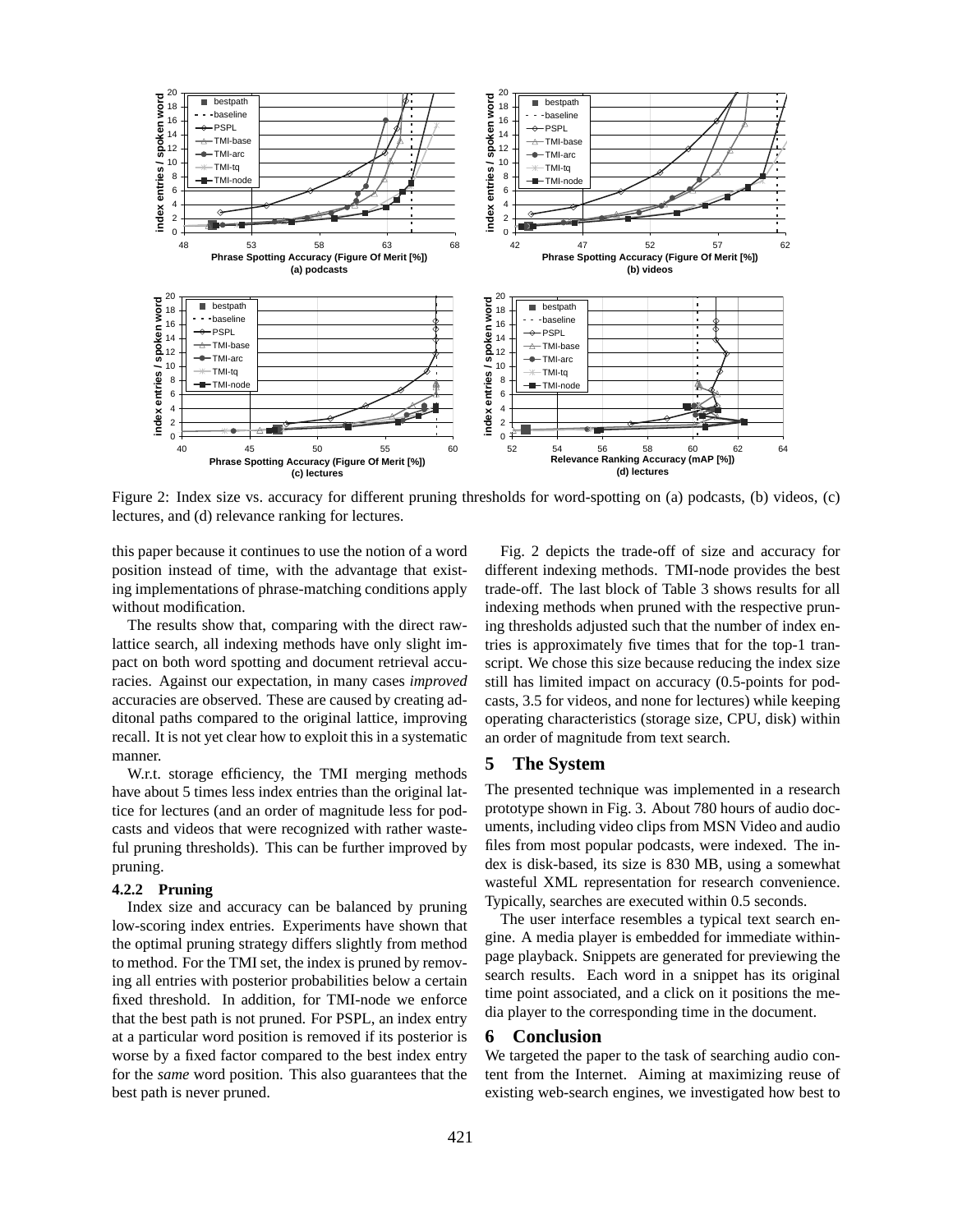Figure 2: Index size vs. accuracy for different pruning thresholds for word-spotting on (a) podcasts, (b) videos, (c) lectures, and (d) relevance ranking for lectures.

this paper because it continues to use the notion of a word position instead of time, with the advantage that existing implementations of phrase-matching conditions apply without modification.

The results show that, comparing with the direct raw-lattice search, all indexing methods have only slight impact on both word spotting and document retrieval accuracies. Against our expectation, in many cases *improved* accuracies are observed. These are caused by creating additonal paths compared to the original lattice, improving recall. It is not yet clear how to exploit this in a systematic manner.

W.r.t. storage efficiency, the TMI merging methods have about 5 times less index entries than the original lattice for lectures (and an order of magnitude less for podcasts and videos that were recognized with rather wasteful pruning thresholds). This can be further improved by pruning.

#### 4.2.2 Pruning

Index size and accuracy can be balanced by pruning low-scoring index entries. Experiments have shown that the optimal pruning strategy differs slightly from method to method. For the TMI set, the index is pruned by removing all entries with posterior probabilities below a certain fixed threshold. In addition, for TMI-node we enforce that the best path is not pruned. For PSPL, an index entry at a particular word position is removed if its posterior is worse by a fixed factor compared to the best index entry for the *same* word position. This also guarantees that the best path is never pruned.

Fig. 2 depicts the trade-off of size and accuracy for different indexing methods. TMI-node provides the best trade-off. The last block of Table 3 shows results for all indexing methods when pruned with the respective pruning thresholds adjusted such that the number of index entries is approximately five times that for the top-1 transcript. We chose this size because reducing the index size still has limited impact on accuracy (0.5-points for podcasts, 3.5 for videos, and none for lectures) while keeping operating characteristics (storage size, CPU, disk) within an order of magnitude from text search.

## 5 The System

The presented technique was implemented in a research prototype shown in Fig. 3. About 780 hours of audio documents, including video clips from MSN Video and audio files from most popular podcasts, were indexed. The index is disk-based, its size is 830 MB, using a somewhat wasteful XML representation for research convenience. Typically, searches are executed within 0.5 seconds.

The user interface resembles a typical text search engine. A media player is embedded for immediate within-page playback. Snippets are generated for previewing the search results. Each word in a snippet has its original time point associated, and a click on it positions the media player to the corresponding time in the document.

## 6 Conclusion

We targeted the paper to the task of searching audio content from the Internet. Aiming at maximizing reuse of existing web-search engines, we investigated how best to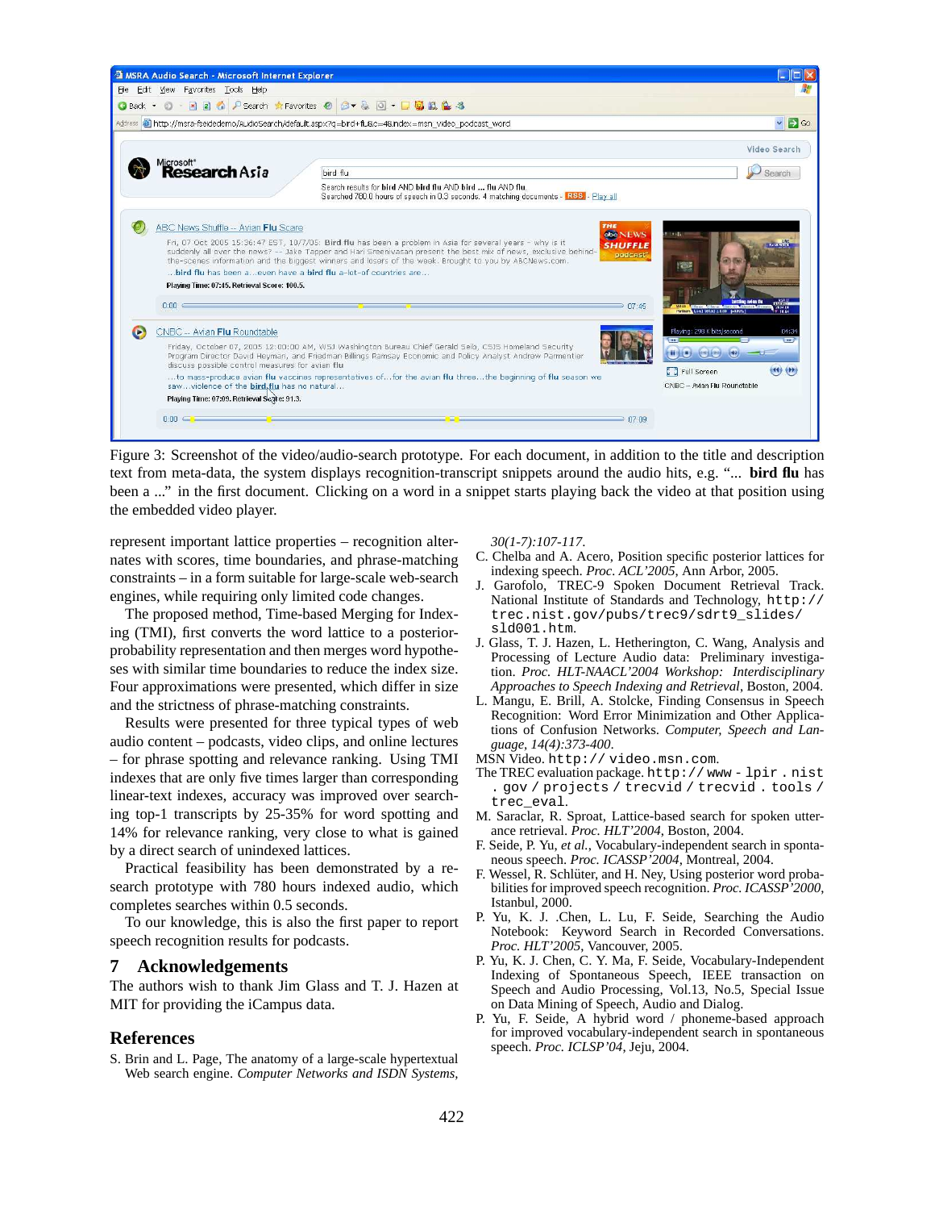Figure 3: Screenshot of the video/audio-search prototype. For each document, in addition to the title and description text from meta-data, the system displays recognition-transcript snippets around the audio hits, e.g. "... **bird flu** has been a ..." in the first document. Clicking on a word in a snippet starts playing back the video at that position using the embedded video player.

represent important lattice properties – recognition alternates with scores, time boundaries, and phrase-matching constraints – in a form suitable for large-scale web-search engines, while requiring only limited code changes.

The proposed method, Time-based Merging for Indexing (TMI), first converts the word lattice to a posterior-probability representation and then merges word hypotheses with similar time boundaries to reduce the index size. Four approximations were presented, which differ in size and the strictness of phrase-matching constraints.

Results were presented for three typical types of web audio content – podcasts, video clips, and online lectures – for phrase spotting and relevance ranking. Using TMI indexes that are only five times larger than corresponding linear-text indexes, accuracy was improved over searching top-1 transcripts by 25-35% for word spotting and 14% for relevance ranking, very close to what is gained by a direct search of unindexed lattices.

Practical feasibility has been demonstrated by a research prototype with 780 hours indexed audio, which completes searches within 0.5 seconds.

To our knowledge, this is also the first paper to report speech recognition results for podcasts.

## 7 Acknowledgements

The authors wish to thank Jim Glass and T. J. Hazen at MIT for providing the iCampus data.

## References

S. Brin and L. Page, The anatomy of a large-scale hypertextual Web search engine. *Computer Networks and ISDN Systems, 30(1-7):107-117*.

C. Chelba and A. Acero, Position specific posterior lattices for indexing speech. *Proc. ACL'2005*, Ann Arbor, 2005.

J. Garofolo, TREC-9 Spoken Document Retrieval Track. National Institute of Standards and Technology, http://trec.nist.gov/pubs/trec9/sdrt9_slides/sld001.htm.

J. Glass, T. J. Hazen, L. Hetherington, C. Wang, Analysis and Processing of Lecture Audio data: Preliminary investigation. *Proc. HLT-NAACL'2004 Workshop: Interdisciplinary Approaches to Speech Indexing and Retrieval*, Boston, 2004.

L. Mangu, E. Brill, A. Stolcke, Finding Consensus in Speech Recognition: Word Error Minimization and Other Applications of Confusion Networks. *Computer, Speech and Language, 14(4):373-400*.

MSN Video. http://video.msn.com.

The TREC evaluation package. http://www-lpir.nist.gov/projects/trecvid/trecvid.tools/trec_eval.

M. Saraclar, R. Sproat, Lattice-based search for spoken utterance retrieval. *Proc. HLT'2004*, Boston, 2004.

F. Seide, P. Yu, *et al.*, Vocabulary-independent search in spontaneous speech. *Proc. ICASSP'2004*, Montreal, 2004.

F. Wessel, R. Schlüter, and H. Ney, Using posterior word probabilities for improved speech recognition. *Proc. ICASSP'2000*, Istanbul, 2000.

P. Yu, K. J. .Chen, L. Lu, F. Seide, Searching the Audio Notebook: Keyword Search in Recorded Conversations. *Proc. HLT'2005*, Vancouver, 2005.

P. Yu, K. J. Chen, C. Y. Ma, F. Seide, Vocabulary-Independent Indexing of Spontaneous Speech, IEEE transaction on Speech and Audio Processing, Vol.13, No.5, Special Issue on Data Mining of Speech, Audio and Dialog.

P. Yu, F. Seide, A hybrid word / phoneme-based approach for improved vocabulary-independent search in spontaneous speech. *Proc. ICLSP'04*, Jeju, 2004.